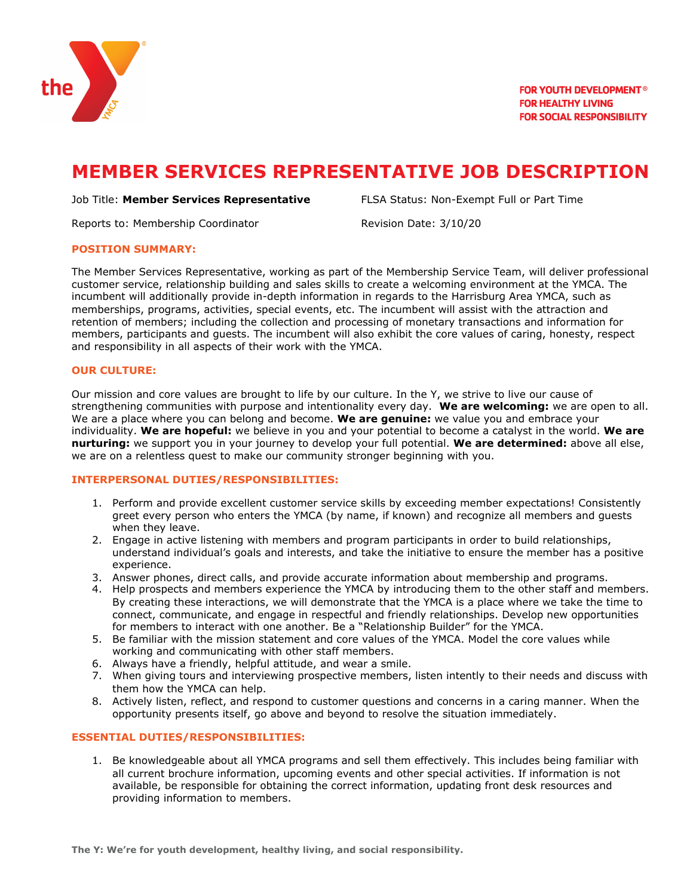FOR YOUTH DEVELOPMENT®
FOR HEALTHY LIVING
FOR SOCIAL RESPONSIBILITY

# MEMBER SERVICES REPRESENTATIVE JOB DESCRIPTION

Job Title: **Member Services Representative**

FLSA Status: Non-Exempt Full or Part Time

Reports to: Membership Coordinator

Revision Date: 3/10/20

## POSITION SUMMARY:

The Member Services Representative, working as part of the Membership Service Team, will deliver professional customer service, relationship building and sales skills to create a welcoming environment at the YMCA. The incumbent will additionally provide in-depth information in regards to the Harrisburg Area YMCA, such as memberships, programs, activities, special events, etc. The incumbent will assist with the attraction and retention of members; including the collection and processing of monetary transactions and information for members, participants and guests. The incumbent will also exhibit the core values of caring, honesty, respect and responsibility in all aspects of their work with the YMCA.

## OUR CULTURE:

Our mission and core values are brought to life by our culture. In the Y, we strive to live our cause of strengthening communities with purpose and intentionality every day. **We are welcoming:** we are open to all. We are a place where you can belong and become. **We are genuine:** we value you and embrace your individuality. **We are hopeful:** we believe in you and your potential to become a catalyst in the world. **We are nurturing:** we support you in your journey to develop your full potential. **We are determined:** above all else, we are on a relentless quest to make our community stronger beginning with you.

## INTERPERSONAL DUTIES/RESPONSIBILITIES:

1. Perform and provide excellent customer service skills by exceeding member expectations! Consistently greet every person who enters the YMCA (by name, if known) and recognize all members and guests when they leave.
2. Engage in active listening with members and program participants in order to build relationships, understand individual's goals and interests, and take the initiative to ensure the member has a positive experience.
3. Answer phones, direct calls, and provide accurate information about membership and programs.
4. Help prospects and members experience the YMCA by introducing them to the other staff and members. By creating these interactions, we will demonstrate that the YMCA is a place where we take the time to connect, communicate, and engage in respectful and friendly relationships. Develop new opportunities for members to interact with one another. Be a "Relationship Builder" for the YMCA.
5. Be familiar with the mission statement and core values of the YMCA. Model the core values while working and communicating with other staff members.
6. Always have a friendly, helpful attitude, and wear a smile.
7. When giving tours and interviewing prospective members, listen intently to their needs and discuss with them how the YMCA can help.
8. Actively listen, reflect, and respond to customer questions and concerns in a caring manner. When the opportunity presents itself, go above and beyond to resolve the situation immediately.

## ESSENTIAL DUTIES/RESPONSIBILITIES:

1. Be knowledgeable about all YMCA programs and sell them effectively. This includes being familiar with all current brochure information, upcoming events and other special activities. If information is not available, be responsible for obtaining the correct information, updating front desk resources and providing information to members.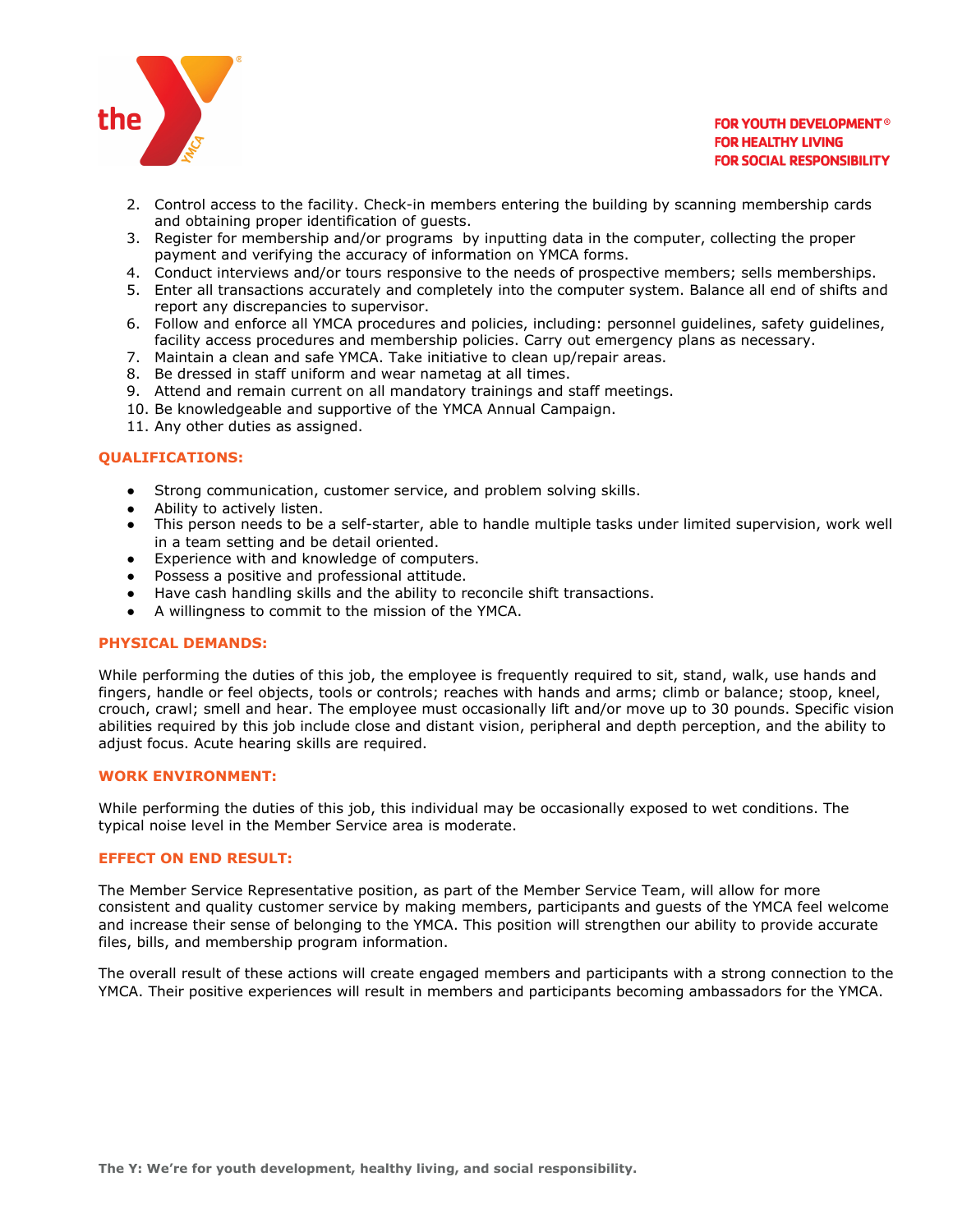2. Control access to the facility. Check-in members entering the building by scanning membership cards and obtaining proper identification of guests.
3. Register for membership and/or programs by inputting data in the computer, collecting the proper payment and verifying the accuracy of information on YMCA forms.
4. Conduct interviews and/or tours responsive to the needs of prospective members; sells memberships.
5. Enter all transactions accurately and completely into the computer system. Balance all end of shifts and report any discrepancies to supervisor.
6. Follow and enforce all YMCA procedures and policies, including: personnel guidelines, safety guidelines, facility access procedures and membership policies. Carry out emergency plans as necessary.
7. Maintain a clean and safe YMCA. Take initiative to clean up/repair areas.
8. Be dressed in staff uniform and wear nametag at all times.
9. Attend and remain current on all mandatory trainings and staff meetings.
10. Be knowledgeable and supportive of the YMCA Annual Campaign.
11. Any other duties as assigned.

## QUALIFICATIONS:

- Strong communication, customer service, and problem solving skills.
- Ability to actively listen.
- This person needs to be a self-starter, able to handle multiple tasks under limited supervision, work well in a team setting and be detail oriented.
- Experience with and knowledge of computers.
- Possess a positive and professional attitude.
- Have cash handling skills and the ability to reconcile shift transactions.
- A willingness to commit to the mission of the YMCA.

## PHYSICAL DEMANDS:

While performing the duties of this job, the employee is frequently required to sit, stand, walk, use hands and fingers, handle or feel objects, tools or controls; reaches with hands and arms; climb or balance; stoop, kneel, crouch, crawl; smell and hear. The employee must occasionally lift and/or move up to 30 pounds. Specific vision abilities required by this job include close and distant vision, peripheral and depth perception, and the ability to adjust focus. Acute hearing skills are required.

## WORK ENVIRONMENT:

While performing the duties of this job, this individual may be occasionally exposed to wet conditions. The typical noise level in the Member Service area is moderate.

## EFFECT ON END RESULT:

The Member Service Representative position, as part of the Member Service Team, will allow for more consistent and quality customer service by making members, participants and guests of the YMCA feel welcome and increase their sense of belonging to the YMCA. This position will strengthen our ability to provide accurate files, bills, and membership program information.

The overall result of these actions will create engaged members and participants with a strong connection to the YMCA. Their positive experiences will result in members and participants becoming ambassadors for the YMCA.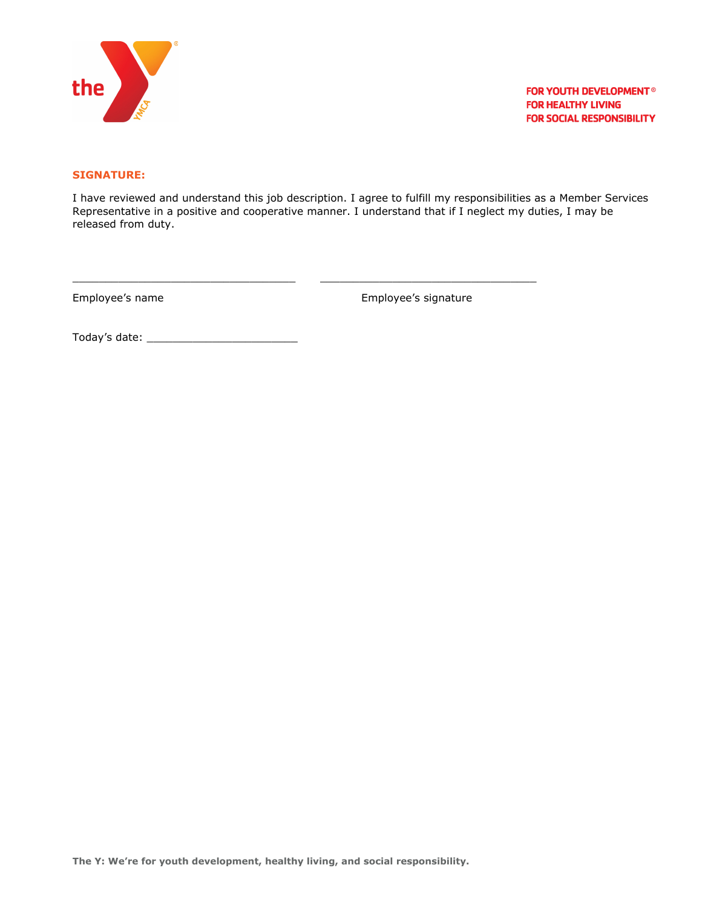**SIGNATURE:**

I have reviewed and understand this job description. I agree to fulfill my responsibilities as a Member Services Representative in a positive and cooperative manner. I understand that if I neglect my duties, I may be released from duty.

_________________________________ _________________________________

Employee's name Employee's signature

Today's date: ______________________